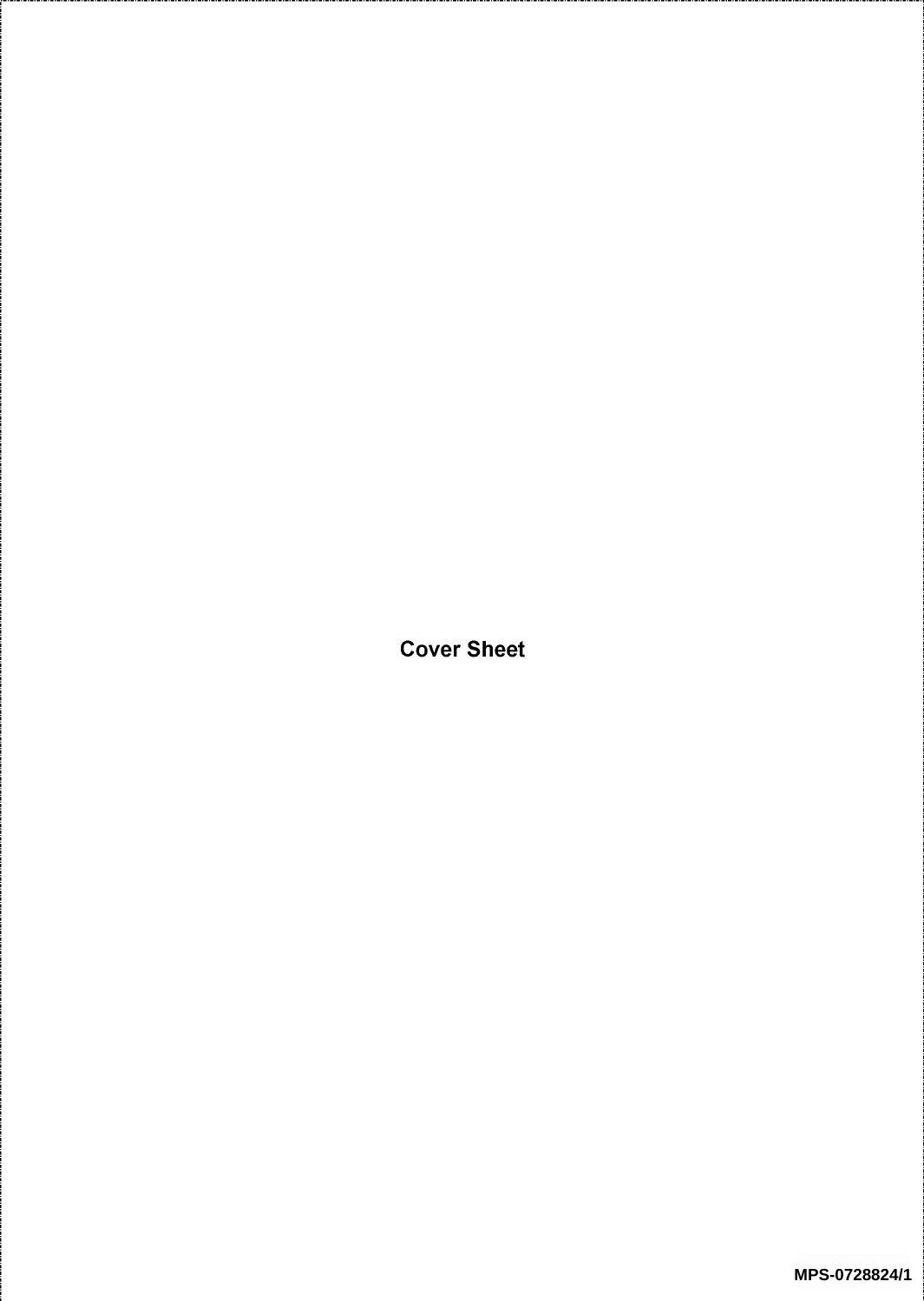Cover Sheet

MPS-0728824/1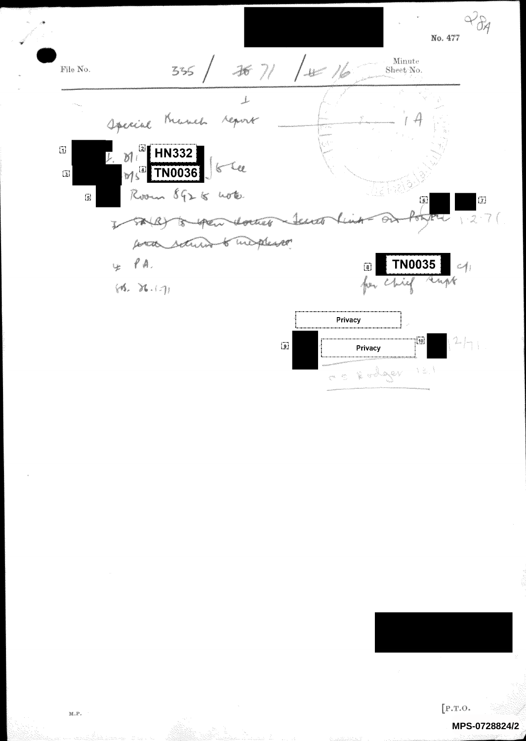No. 477

28A

File No. 335 / ~~70~~ 71 / ~~#~~ 16 Minute Sheet No.

1A

1

Special Branch report

[1] ██████ D/I [2] HN332

[3] ██████ D/S [4] TN0036 } to see

[5] ██████ Room 892 to note.

~~I SB(R) to open dockets - Secret link - or Poster~~ [6] ██ [7] ██ 1.2.71

~~and return to me please~~

4 PA.

[8] TN0035 C/I for Chief Supt

(?) 26.1.71

Privacy

[9] ██ Privacy [10] ██ 12/71

c c Rodger 12.1

[P.T.O.

M.P.

MPS-0728824/2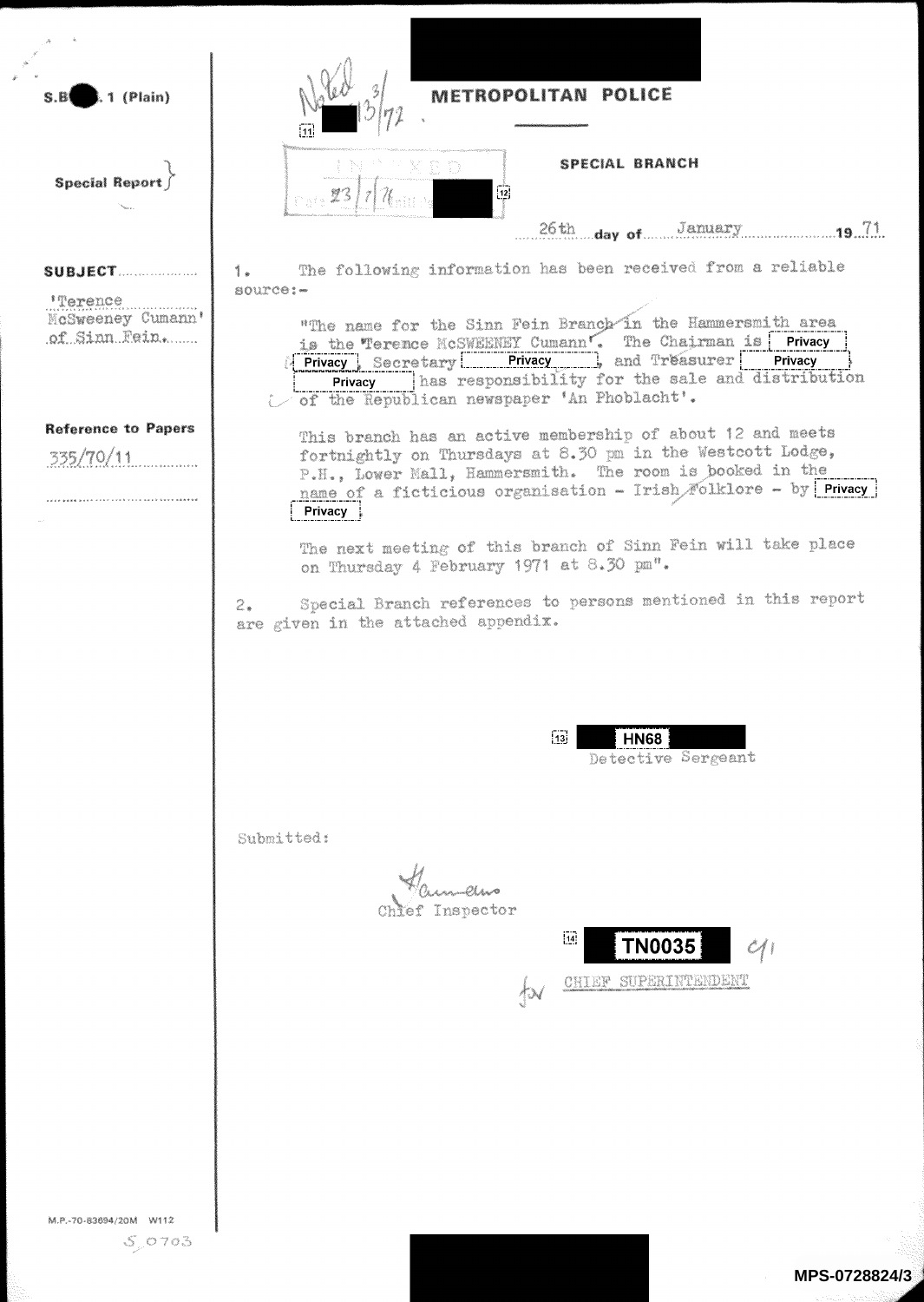S.B. 1 (Plain)

**Special Report**

**METROPOLITAN POLICE**

**SPECIAL BRANCH**

Noted 13/3/72

INDEXED 23/7/71

26th day of January 19 71

**SUBJECT**

'Terence McSweeney Cumann' of Sinn Fein.

**Reference to Papers**

335/70/11

1. The following information has been received from a reliable source:-

"The name for the Sinn Fein Branch in the Hammersmith area is the 'Terence McSWEENEY Cumann'. The Chairman is Privacy Privacy, Secretary Privacy, and Treasurer Privacy Privacy has responsibility for the sale and distribution of the Republican newspaper 'An Phoblacht'.

This branch has an active membership of about 12 and meets fortnightly on Thursdays at 8.30 pm in the Westcott Lodge, P.H., Lower Mall, Hammersmith. The room is booked in the name of a ficticious organisation - Irish Folklore - by Privacy Privacy

The next meeting of this branch of Sinn Fein will take place on Thursday 4 February 1971 at 8.30 pm".

2. Special Branch references to persons mentioned in this report are given in the attached appendix.

HN68
Detective Sergeant

Submitted:

Chief Inspector

TN0035
CHIEF SUPERINTENDENT

M.P.-70-83694/20M W112

S 0703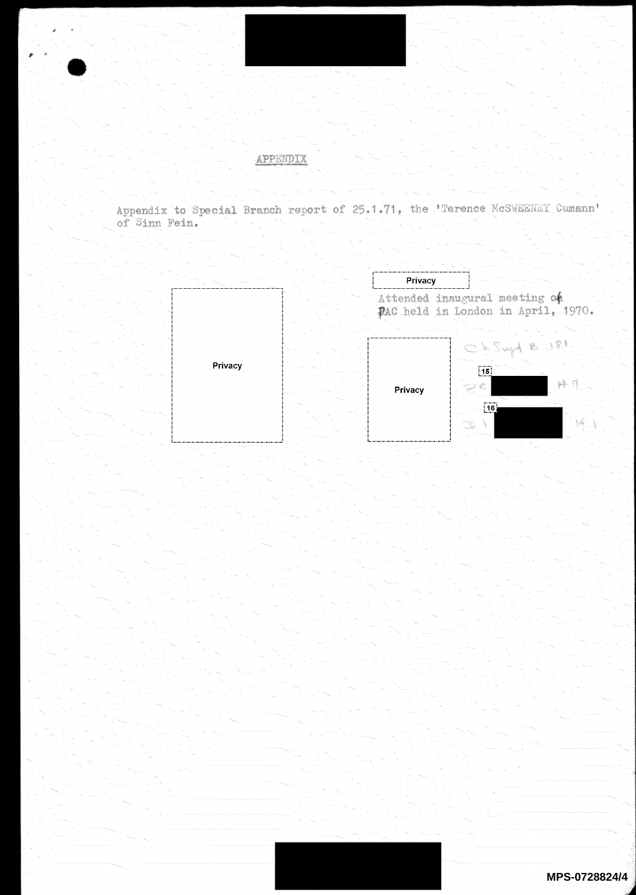# APPENDIX

Appendix to Special Branch report of 25.1.71, the 'Terence McSWEENEY Cumann' of Sinn Fein.

Privacy

Privacy

Attended inaugural meeting of PAC held in London in April, 1970.

Privacy

Ch Supt B 181

15

H 9

16

H 1